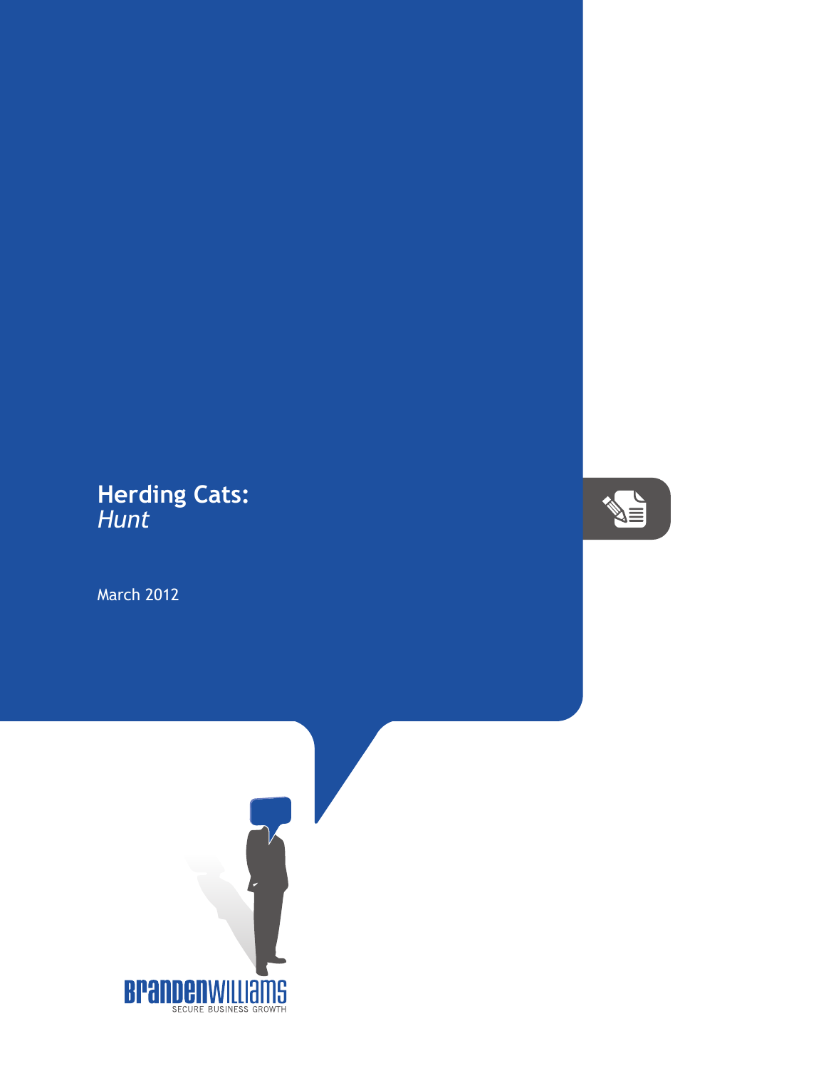# Herding Cats:
*Hunt*

March 2012

BrandenWilliams
SECURE BUSINESS GROWTH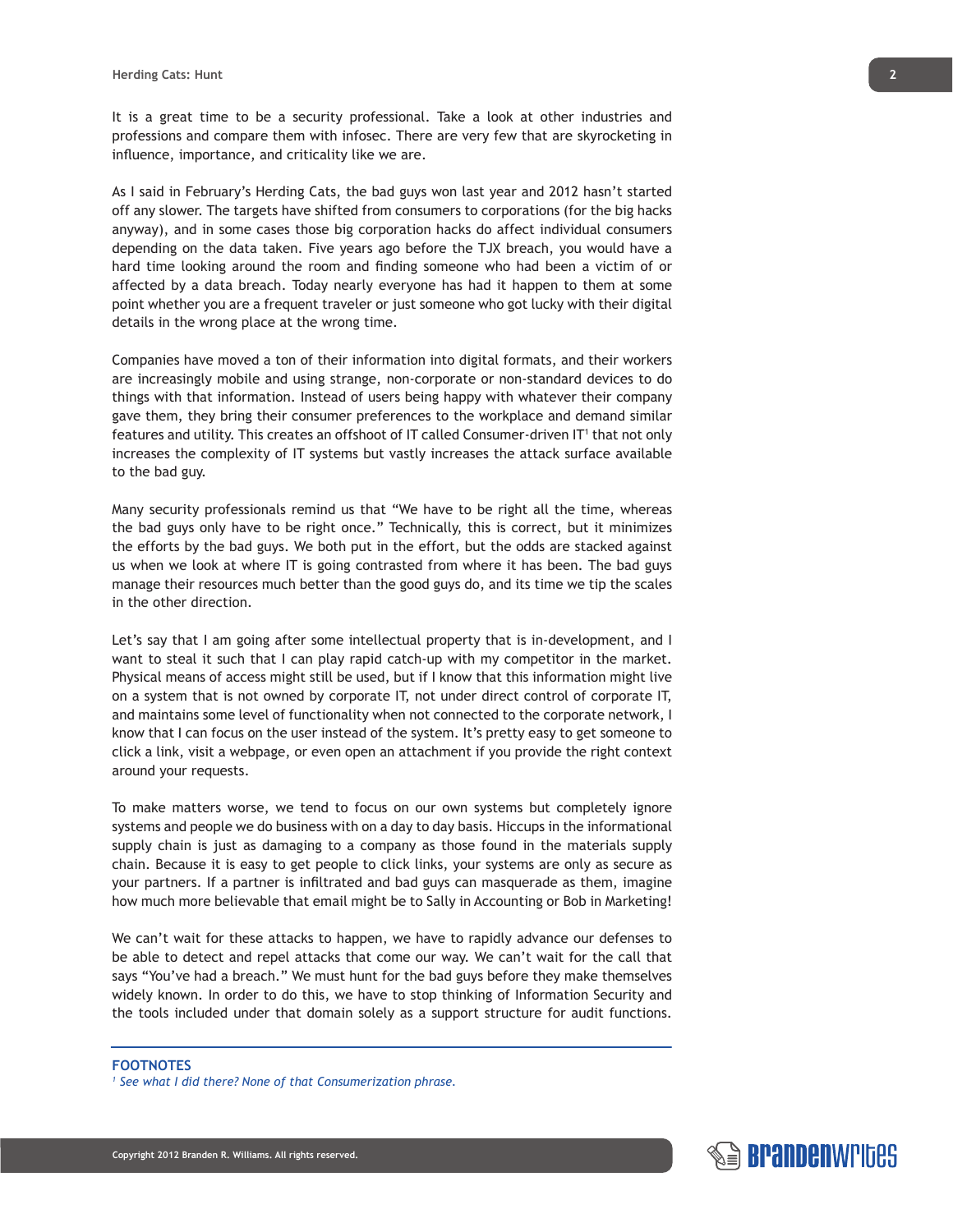It is a great time to be a security professional. Take a look at other industries and professions and compare them with infosec. There are very few that are skyrocketing in influence, importance, and criticality like we are.

As I said in February's Herding Cats, the bad guys won last year and 2012 hasn't started off any slower. The targets have shifted from consumers to corporations (for the big hacks anyway), and in some cases those big corporation hacks do affect individual consumers depending on the data taken. Five years ago before the TJX breach, you would have a hard time looking around the room and finding someone who had been a victim of or affected by a data breach. Today nearly everyone has had it happen to them at some point whether you are a frequent traveler or just someone who got lucky with their digital details in the wrong place at the wrong time.

Companies have moved a ton of their information into digital formats, and their workers are increasingly mobile and using strange, non-corporate or non-standard devices to do things with that information. Instead of users being happy with whatever their company gave them, they bring their consumer preferences to the workplace and demand similar features and utility. This creates an offshoot of IT called Consumer-driven IT[1] that not only increases the complexity of IT systems but vastly increases the attack surface available to the bad guy.

Many security professionals remind us that "We have to be right all the time, whereas the bad guys only have to be right once." Technically, this is correct, but it minimizes the efforts by the bad guys. We both put in the effort, but the odds are stacked against us when we look at where IT is going contrasted from where it has been. The bad guys manage their resources much better than the good guys do, and its time we tip the scales in the other direction.

Let's say that I am going after some intellectual property that is in-development, and I want to steal it such that I can play rapid catch-up with my competitor in the market. Physical means of access might still be used, but if I know that this information might live on a system that is not owned by corporate IT, not under direct control of corporate IT, and maintains some level of functionality when not connected to the corporate network, I know that I can focus on the user instead of the system. It's pretty easy to get someone to click a link, visit a webpage, or even open an attachment if you provide the right context around your requests.

To make matters worse, we tend to focus on our own systems but completely ignore systems and people we do business with on a day to day basis. Hiccups in the informational supply chain is just as damaging to a company as those found in the materials supply chain. Because it is easy to get people to click links, your systems are only as secure as your partners. If a partner is infiltrated and bad guys can masquerade as them, imagine how much more believable that email might be to Sally in Accounting or Bob in Marketing!

We can't wait for these attacks to happen, we have to rapidly advance our defenses to be able to detect and repel attacks that come our way. We can't wait for the call that says "You've had a breach." We must hunt for the bad guys before they make themselves widely known. In order to do this, we have to stop thinking of Information Security and the tools included under that domain solely as a support structure for audit functions.

---

**FOOTNOTES**

[1] *See what I did there? None of that Consumerization phrase.*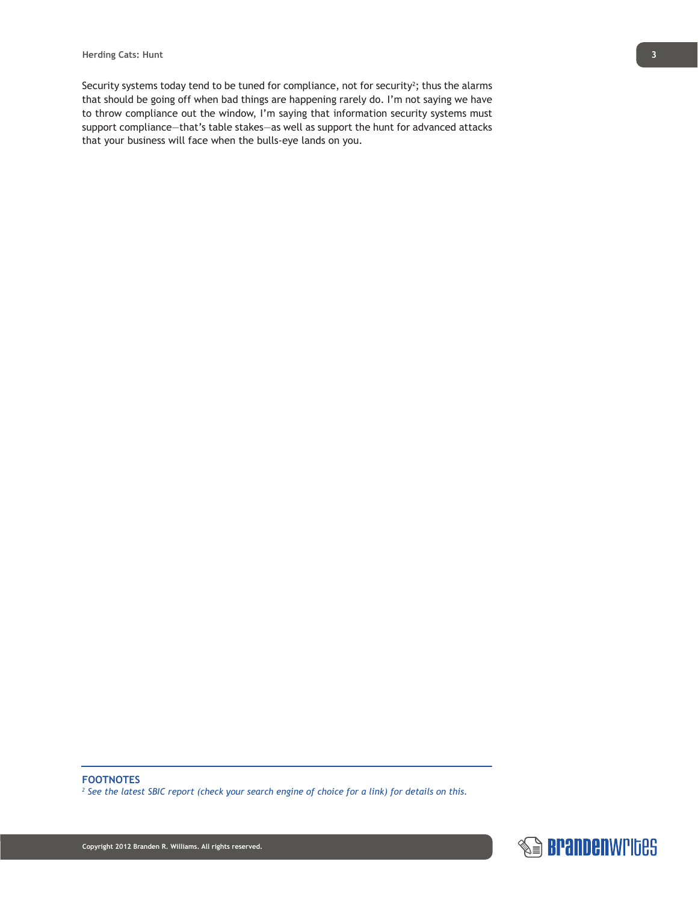Security systems today tend to be tuned for compliance, not for security[2]; thus the alarms that should be going off when bad things are happening rarely do. I'm not saying we have to throw compliance out the window, I'm saying that information security systems must support compliance—that's table stakes—as well as support the hunt for advanced attacks that your business will face when the bulls-eye lands on you.

**FOOTNOTES**

*[2] See the latest SBIC report (check your search engine of choice for a link) for details on this.*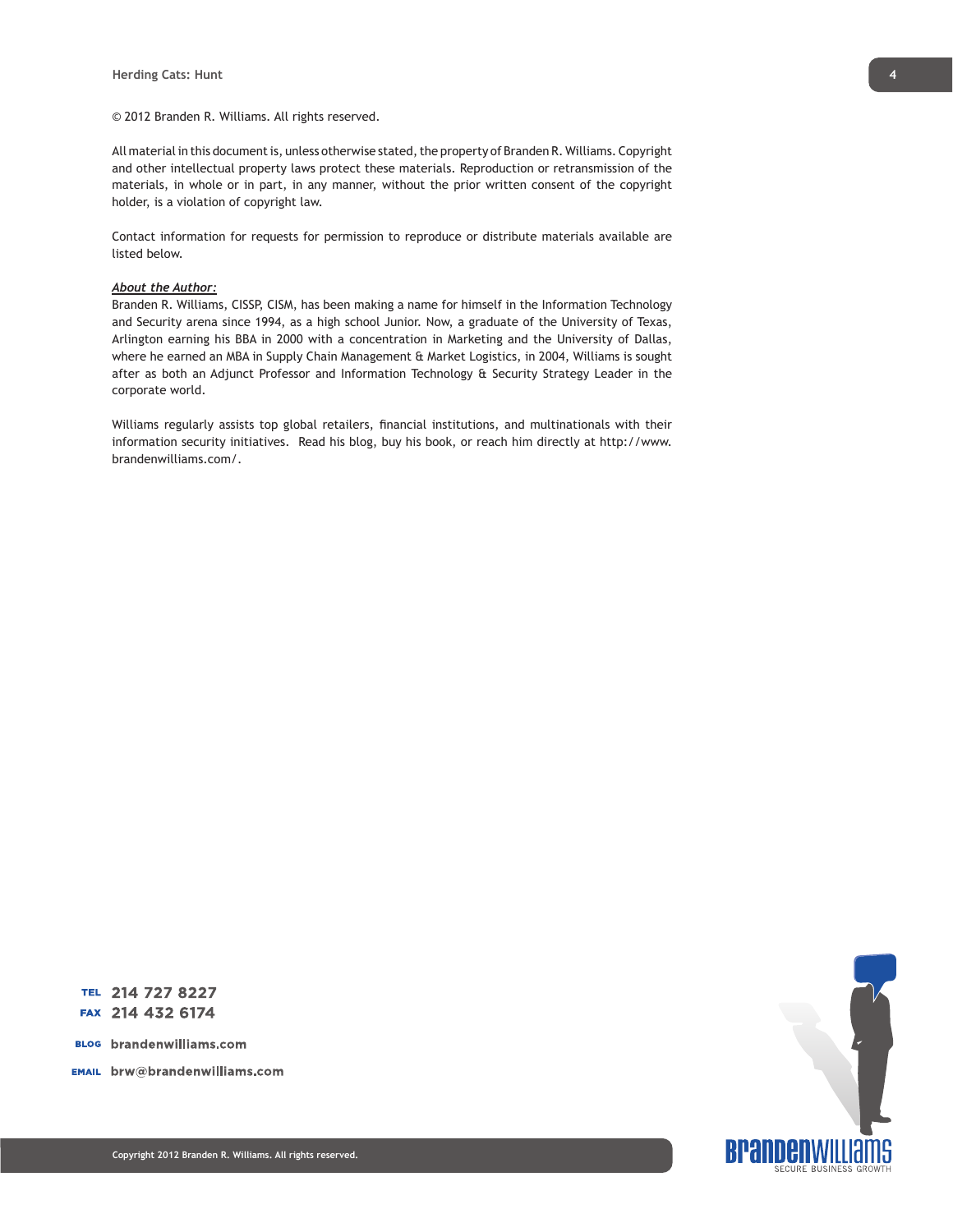© 2012 Branden R. Williams. All rights reserved.

All material in this document is, unless otherwise stated, the property of Branden R. Williams. Copyright and other intellectual property laws protect these materials. Reproduction or retransmission of the materials, in whole or in part, in any manner, without the prior written consent of the copyright holder, is a violation of copyright law.

Contact information for requests for permission to reproduce or distribute materials available are listed below.

***About the Author:***

Branden R. Williams, CISSP, CISM, has been making a name for himself in the Information Technology and Security arena since 1994, as a high school Junior. Now, a graduate of the University of Texas, Arlington earning his BBA in 2000 with a concentration in Marketing and the University of Dallas, where he earned an MBA in Supply Chain Management & Market Logistics, in 2004, Williams is sought after as both an Adjunct Professor and Information Technology & Security Strategy Leader in the corporate world.

Williams regularly assists top global retailers, financial institutions, and multinationals with their information security initiatives. Read his blog, buy his book, or reach him directly at http://www.brandenwilliams.com/.

**TEL** 214 727 8227
**FAX** 214 432 6174

**BLOG** brandenwilliams.com

**EMAIL** brw@brandenwilliams.com

BrandenWilliams
SECURE BUSINESS GROWTH